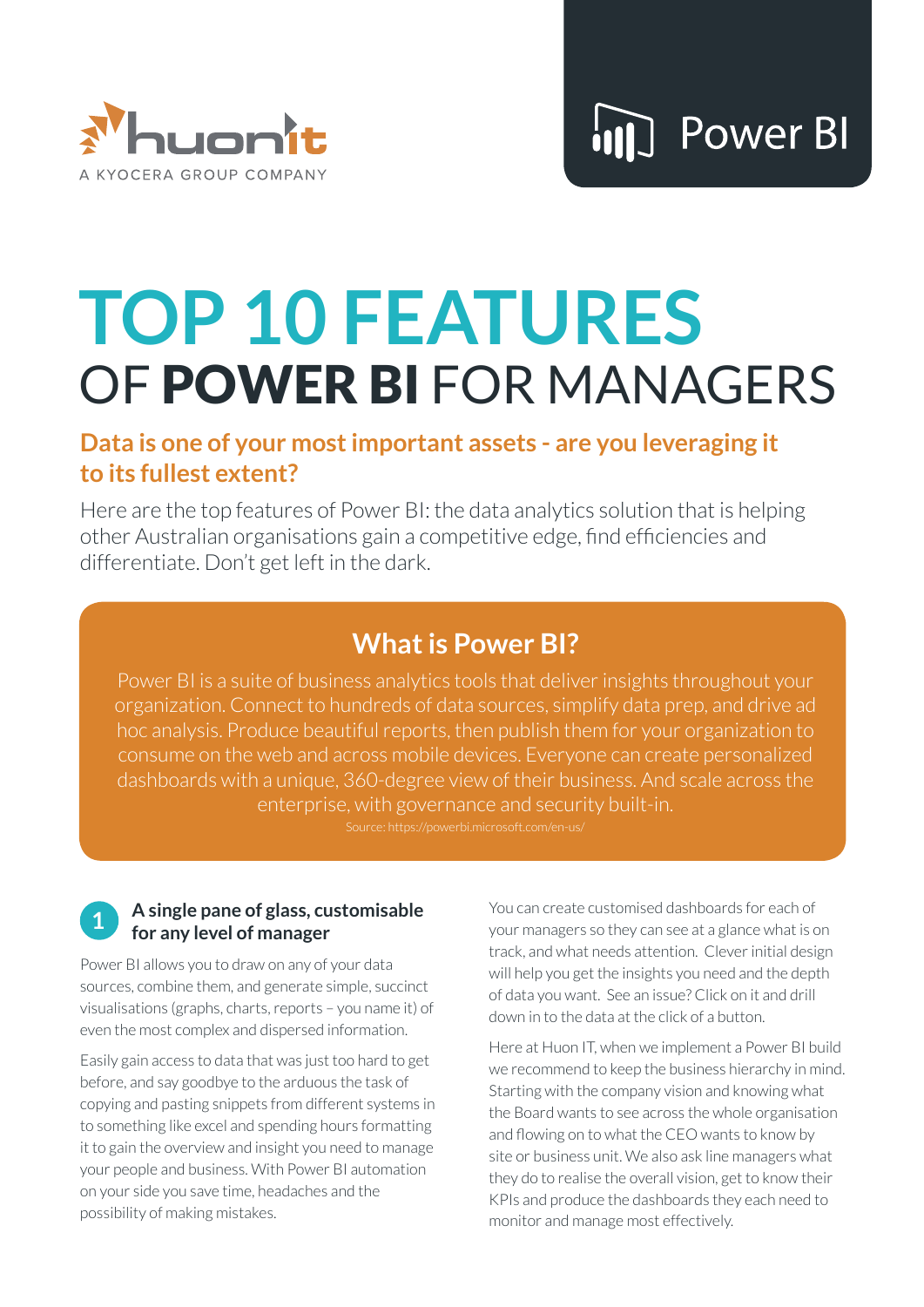huonit

A KYOCERA GROUP COMPANY

Power BI

# TOP 10 FEATURES OF **POWER BI** FOR MANAGERS

## Data is one of your most important assets - are you leveraging it to its fullest extent?

Here are the top features of Power BI: the data analytics solution that is helping other Australian organisations gain a competitive edge, find efficiencies and differentiate. Don't get left in the dark.

### What is Power BI?

Power BI is a suite of business analytics tools that deliver insights throughout your organization. Connect to hundreds of data sources, simplify data prep, and drive ad hoc analysis. Produce beautiful reports, then publish them for your organization to consume on the web and across mobile devices. Everyone can create personalized dashboards with a unique, 360-degree view of their business. And scale across the enterprise, with governance and security built-in.

Source: https://powerbi.microsoft.com/en-us/

### 1 A single pane of glass, customisable for any level of manager

Power BI allows you to draw on any of your data sources, combine them, and generate simple, succinct visualisations (graphs, charts, reports – you name it) of even the most complex and dispersed information.

Easily gain access to data that was just too hard to get before, and say goodbye to the arduous the task of copying and pasting snippets from different systems in to something like excel and spending hours formatting it to gain the overview and insight you need to manage your people and business. With Power BI automation on your side you save time, headaches and the possibility of making mistakes.

You can create customised dashboards for each of your managers so they can see at a glance what is on track, and what needs attention. Clever initial design will help you get the insights you need and the depth of data you want. See an issue? Click on it and drill down in to the data at the click of a button.

Here at Huon IT, when we implement a Power BI build we recommend to keep the business hierarchy in mind. Starting with the company vision and knowing what the Board wants to see across the whole organisation and flowing on to what the CEO wants to know by site or business unit. We also ask line managers what they do to realise the overall vision, get to know their KPIs and produce the dashboards they each need to monitor and manage most effectively.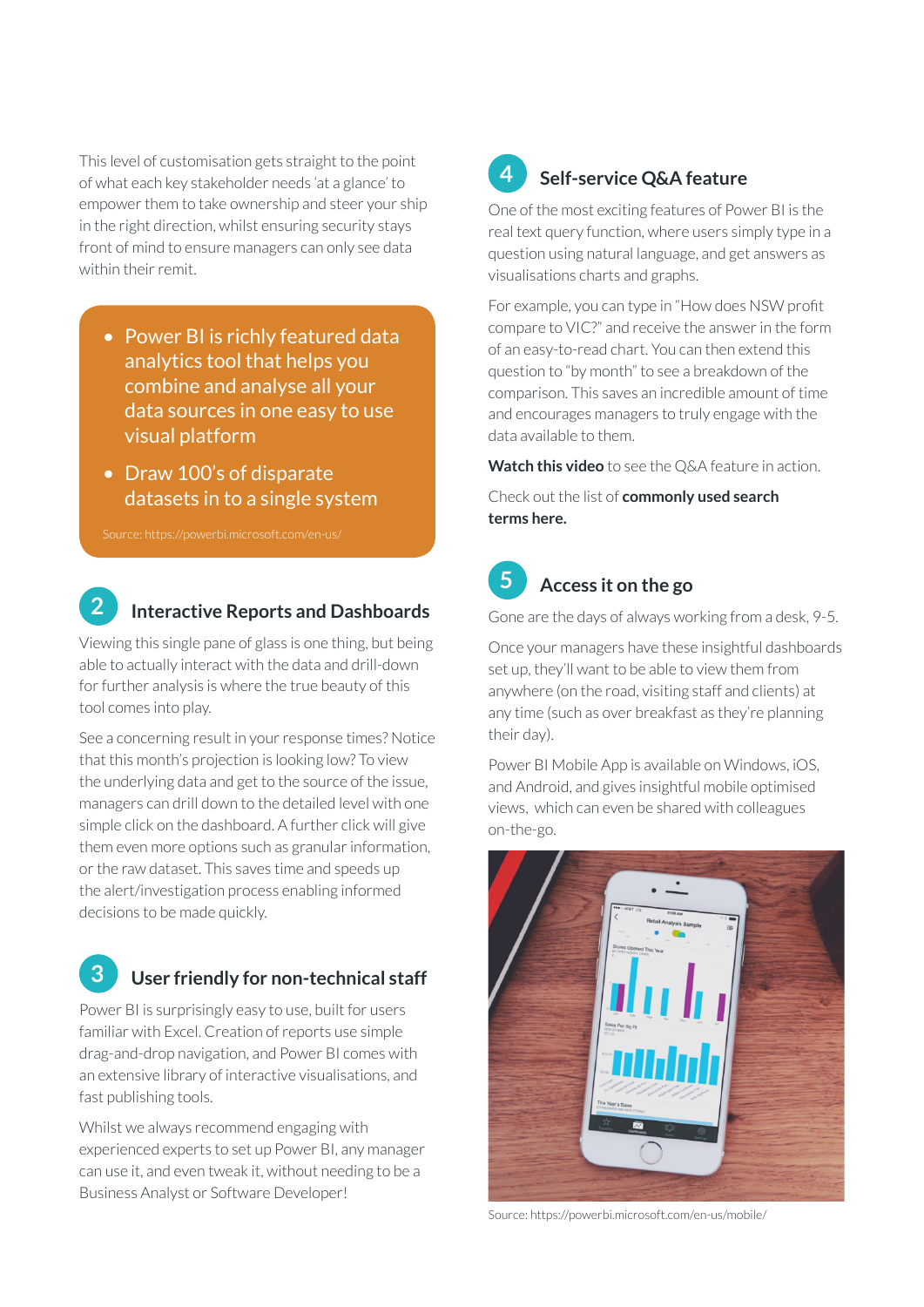This level of customisation gets straight to the point of what each key stakeholder needs 'at a glance' to empower them to take ownership and steer your ship in the right direction, whilst ensuring security stays front of mind to ensure managers can only see data within their remit.

- Power BI is richly featured data analytics tool that helps you combine and analyse all your data sources in one easy to use visual platform
- Draw 100's of disparate datasets in to a single system

Source: https://powerbi.microsoft.com/en-us/

## 2 Interactive Reports and Dashboards

Viewing this single pane of glass is one thing, but being able to actually interact with the data and drill-down for further analysis is where the true beauty of this tool comes into play.

See a concerning result in your response times? Notice that this month's projection is looking low? To view the underlying data and get to the source of the issue, managers can drill down to the detailed level with one simple click on the dashboard. A further click will give them even more options such as granular information, or the raw dataset. This saves time and speeds up the alert/investigation process enabling informed decisions to be made quickly.

## 3 User friendly for non-technical staff

Power BI is surprisingly easy to use, built for users familiar with Excel. Creation of reports use simple drag-and-drop navigation, and Power BI comes with an extensive library of interactive visualisations, and fast publishing tools.

Whilst we always recommend engaging with experienced experts to set up Power BI, any manager can use it, and even tweak it, without needing to be a Business Analyst or Software Developer!

## 4 Self-service Q&A feature

One of the most exciting features of Power BI is the real text query function, where users simply type in a question using natural language, and get answers as visualisations charts and graphs.

For example, you can type in "How does NSW profit compare to VIC?" and receive the answer in the form of an easy-to-read chart. You can then extend this question to "by month" to see a breakdown of the comparison. This saves an incredible amount of time and encourages managers to truly engage with the data available to them.

**Watch this video** to see the Q&A feature in action.

Check out the list of **commonly used search terms here.**

## 5 Access it on the go

Gone are the days of always working from a desk, 9-5.

Once your managers have these insightful dashboards set up, they'll want to be able to view them from anywhere (on the road, visiting staff and clients) at any time (such as over breakfast as they're planning their day).

Power BI Mobile App is available on Windows, iOS, and Android, and gives insightful mobile optimised views, which can even be shared with colleagues on-the-go.

Source: https://powerbi.microsoft.com/en-us/mobile/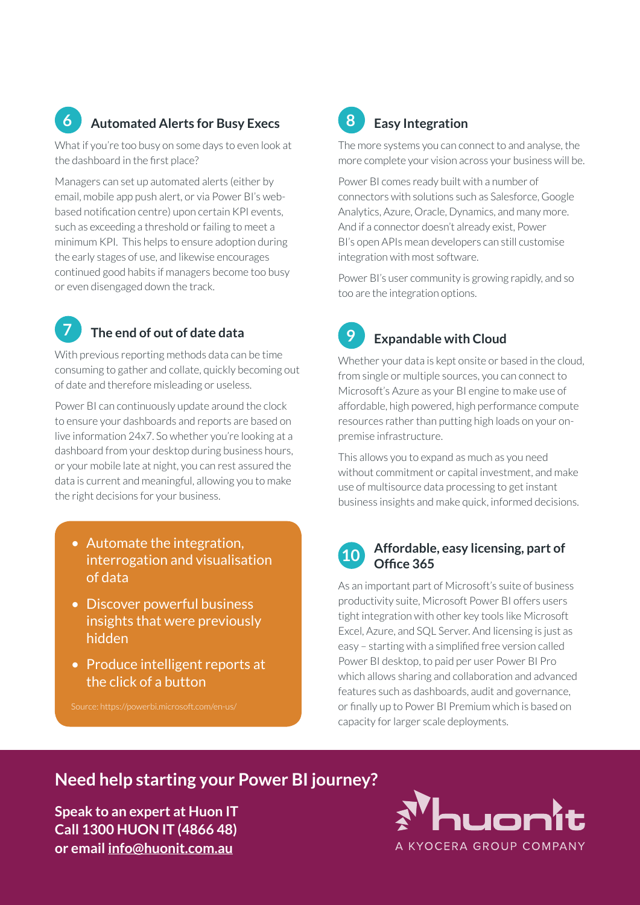## 6 Automated Alerts for Busy Execs

What if you're too busy on some days to even look at the dashboard in the first place?

Managers can set up automated alerts (either by email, mobile app push alert, or via Power BI's web-based notification centre) upon certain KPI events, such as exceeding a threshold or failing to meet a minimum KPI. This helps to ensure adoption during the early stages of use, and likewise encourages continued good habits if managers become too busy or even disengaged down the track.

## 7 The end of out of date data

With previous reporting methods data can be time consuming to gather and collate, quickly becoming out of date and therefore misleading or useless.

Power BI can continuously update around the clock to ensure your dashboards and reports are based on live information 24x7. So whether you're looking at a dashboard from your desktop during business hours, or your mobile late at night, you can rest assured the data is current and meaningful, allowing you to make the right decisions for your business.

- Automate the integration, interrogation and visualisation of data
- Discover powerful business insights that were previously hidden
- Produce intelligent reports at the click of a button

Source: https://powerbi.microsoft.com/en-us/

## 8 Easy Integration

The more systems you can connect to and analyse, the more complete your vision across your business will be.

Power BI comes ready built with a number of connectors with solutions such as Salesforce, Google Analytics, Azure, Oracle, Dynamics, and many more. And if a connector doesn't already exist, Power BI's open APIs mean developers can still customise integration with most software.

Power BI's user community is growing rapidly, and so too are the integration options.

## 9 Expandable with Cloud

Whether your data is kept onsite or based in the cloud, from single or multiple sources, you can connect to Microsoft's Azure as your BI engine to make use of affordable, high powered, high performance compute resources rather than putting high loads on your on-premise infrastructure.

This allows you to expand as much as you need without commitment or capital investment, and make use of multisource data processing to get instant business insights and make quick, informed decisions.

## 10 Affordable, easy licensing, part of Office 365

As an important part of Microsoft's suite of business productivity suite, Microsoft Power BI offers users tight integration with other key tools like Microsoft Excel, Azure, and SQL Server. And licensing is just as easy – starting with a simplified free version called Power BI desktop, to paid per user Power BI Pro which allows sharing and collaboration and advanced features such as dashboards, audit and governance, or finally up to Power BI Premium which is based on capacity for larger scale deployments.

## Need help starting your Power BI journey?

**Speak to an expert at Huon IT**
**Call 1300 HUON IT (4866 48)**
**or email info@huonit.com.au**

huonit
A KYOCERA GROUP COMPANY